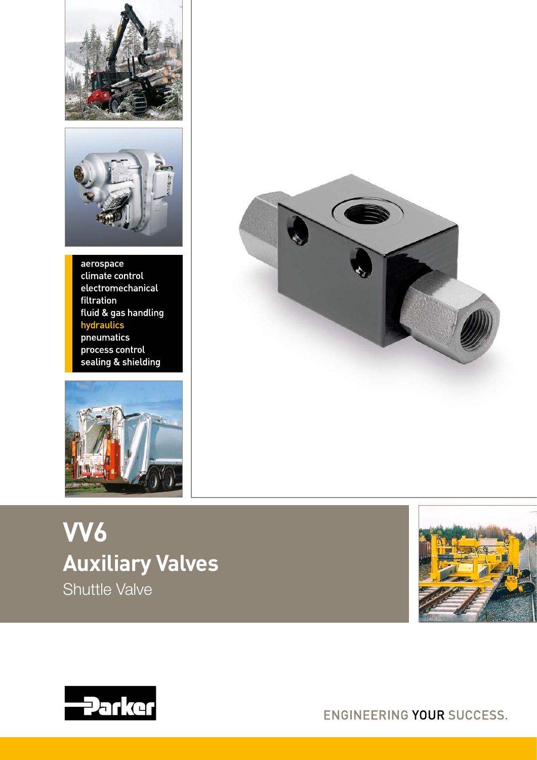aerospace
climate control
electromechanical
filtration
fluid & gas handling
hydraulics
pneumatics
process control
sealing & shielding

# VV6

## Auxiliary Valves

Shuttle Valve

Parker

ENGINEERING YOUR SUCCESS.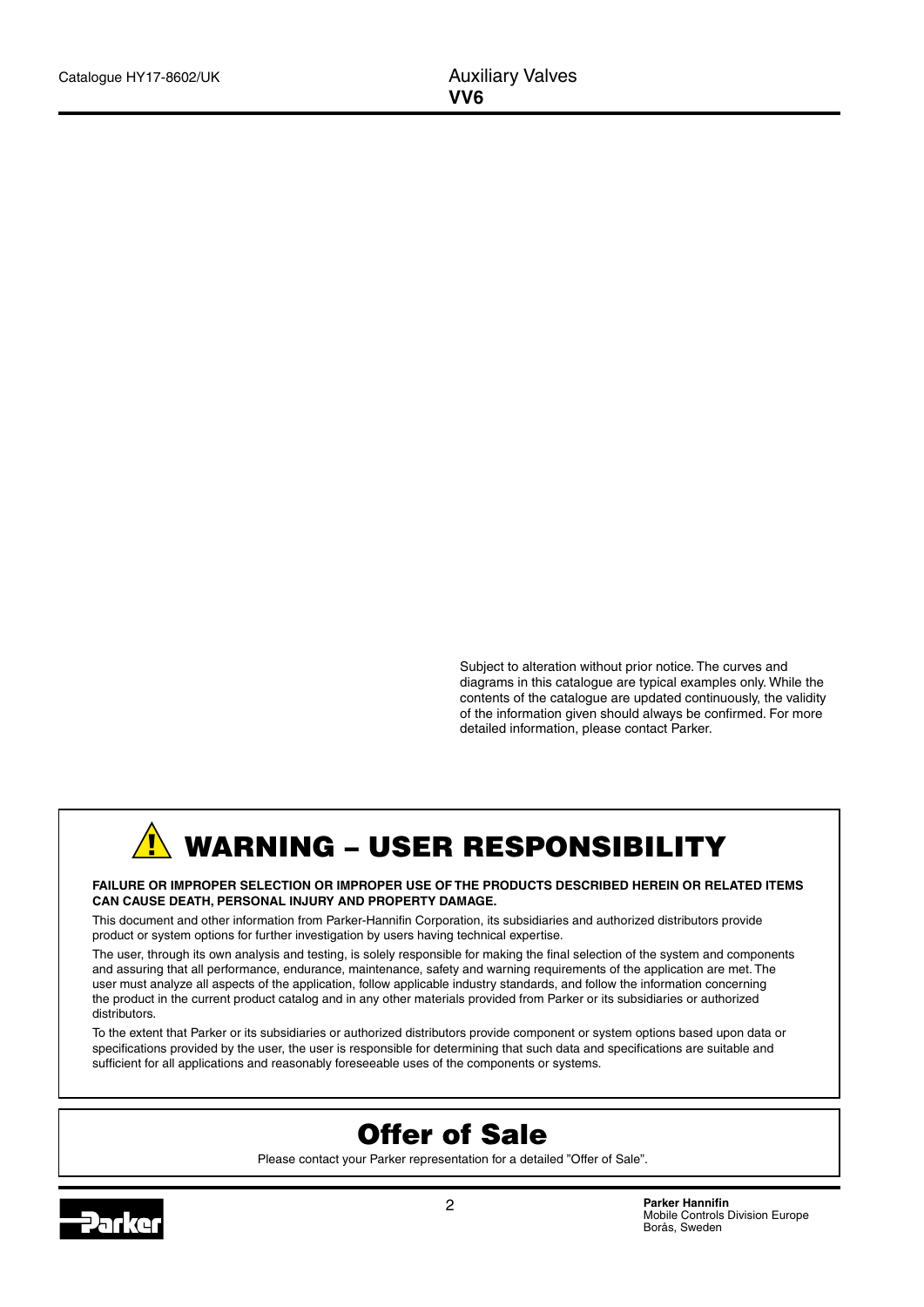Subject to alteration without prior notice. The curves and diagrams in this catalogue are typical examples only. While the contents of the catalogue are updated continuously, the validity of the information given should always be confirmed. For more detailed information, please contact Parker.

# WARNING – USER RESPONSIBILITY

**FAILURE OR IMPROPER SELECTION OR IMPROPER USE OF THE PRODUCTS DESCRIBED HEREIN OR RELATED ITEMS CAN CAUSE DEATH, PERSONAL INJURY AND PROPERTY DAMAGE.**

This document and other information from Parker-Hannifin Corporation, its subsidiaries and authorized distributors provide product or system options for further investigation by users having technical expertise.

The user, through its own analysis and testing, is solely responsible for making the final selection of the system and components and assuring that all performance, endurance, maintenance, safety and warning requirements of the application are met. The user must analyze all aspects of the application, follow applicable industry standards, and follow the information concerning the product in the current product catalog and in any other materials provided from Parker or its subsidiaries or authorized distributors.

To the extent that Parker or its subsidiaries or authorized distributors provide component or system options based upon data or specifications provided by the user, the user is responsible for determining that such data and specifications are suitable and sufficient for all applications and reasonably foreseeable uses of the components or systems.

# Offer of Sale

Please contact your Parker representation for a detailed ”Offer of Sale”.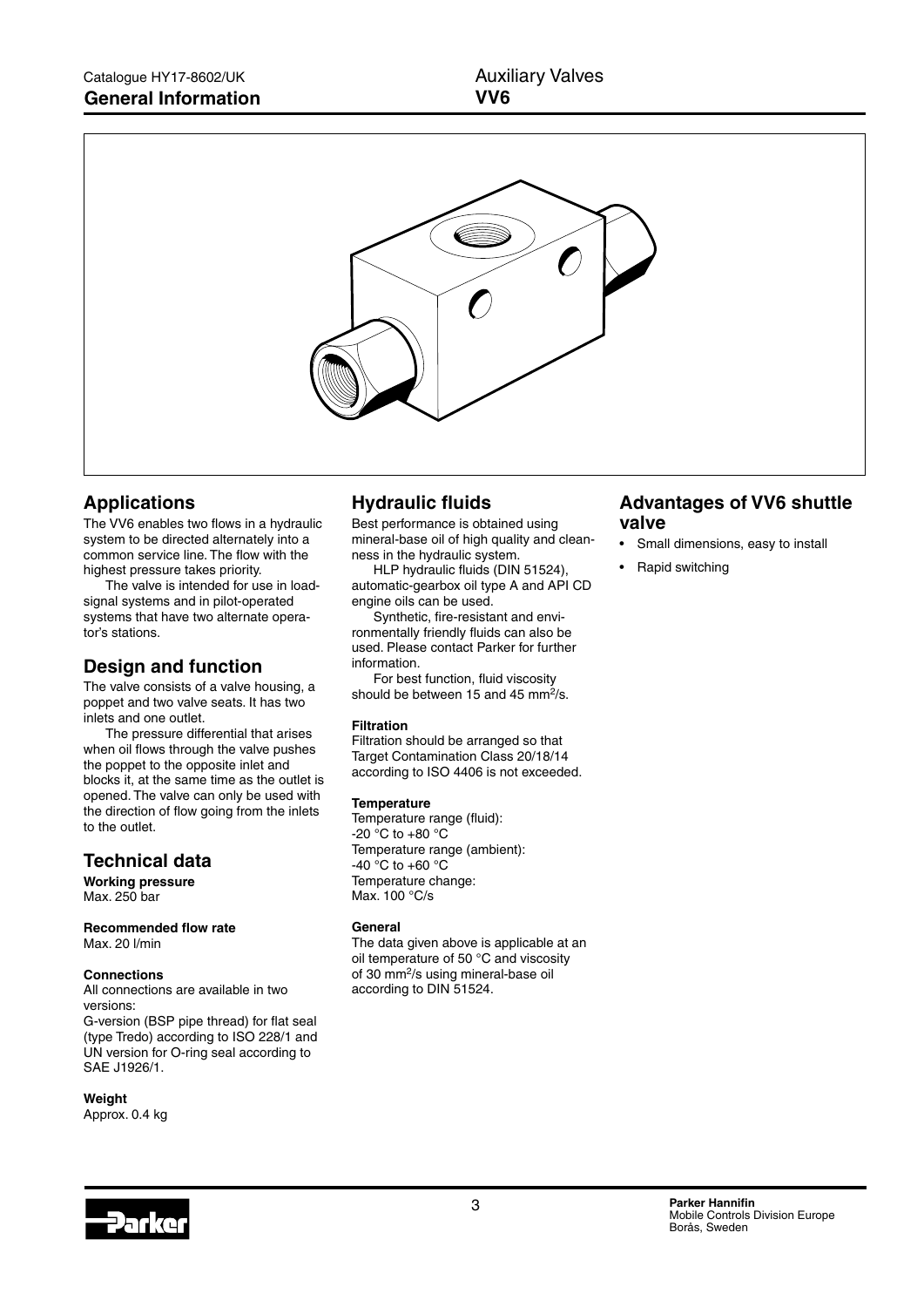# General Information

## Auxiliary Valves VV6

## Applications

The VV6 enables two flows in a hydraulic system to be directed alternately into a common service line. The flow with the highest pressure takes priority.

The valve is intended for use in load-signal systems and in pilot-operated systems that have two alternate operator's stations.

## Design and function

The valve consists of a valve housing, a poppet and two valve seats. It has two inlets and one outlet.

The pressure differential that arises when oil flows through the valve pushes the poppet to the opposite inlet and blocks it, at the same time as the outlet is opened. The valve can only be used with the direction of flow going from the inlets to the outlet.

## Technical data

**Working pressure**
Max. 250 bar

**Recommended flow rate**
Max. 20 l/min

**Connections**
All connections are available in two versions:
G-version (BSP pipe thread) for flat seal (type Tredo) according to ISO 228/1 and UN version for O-ring seal according to SAE J1926/1.

**Weight**
Approx. 0.4 kg

## Hydraulic fluids

Best performance is obtained using mineral-base oil of high quality and cleanness in the hydraulic system.

HLP hydraulic fluids (DIN 51524), automatic-gearbox oil type A and API CD engine oils can be used.

Synthetic, fire-resistant and environmentally friendly fluids can also be used. Please contact Parker for further information.

For best function, fluid viscosity should be between 15 and 45 mm$^2$/s.

**Filtration**
Filtration should be arranged so that Target Contamination Class 20/18/14 according to ISO 4406 is not exceeded.

**Temperature**
Temperature range (fluid):
-20 °C to +80 °C
Temperature range (ambient):
-40 °C to +60 °C
Temperature change:
Max. 100 °C/s

**General**
The data given above is applicable at an oil temperature of 50 °C and viscosity of 30 mm$^2$/s using mineral-base oil according to DIN 51524.

## Advantages of VV6 shuttle valve

- Small dimensions, easy to install
- Rapid switching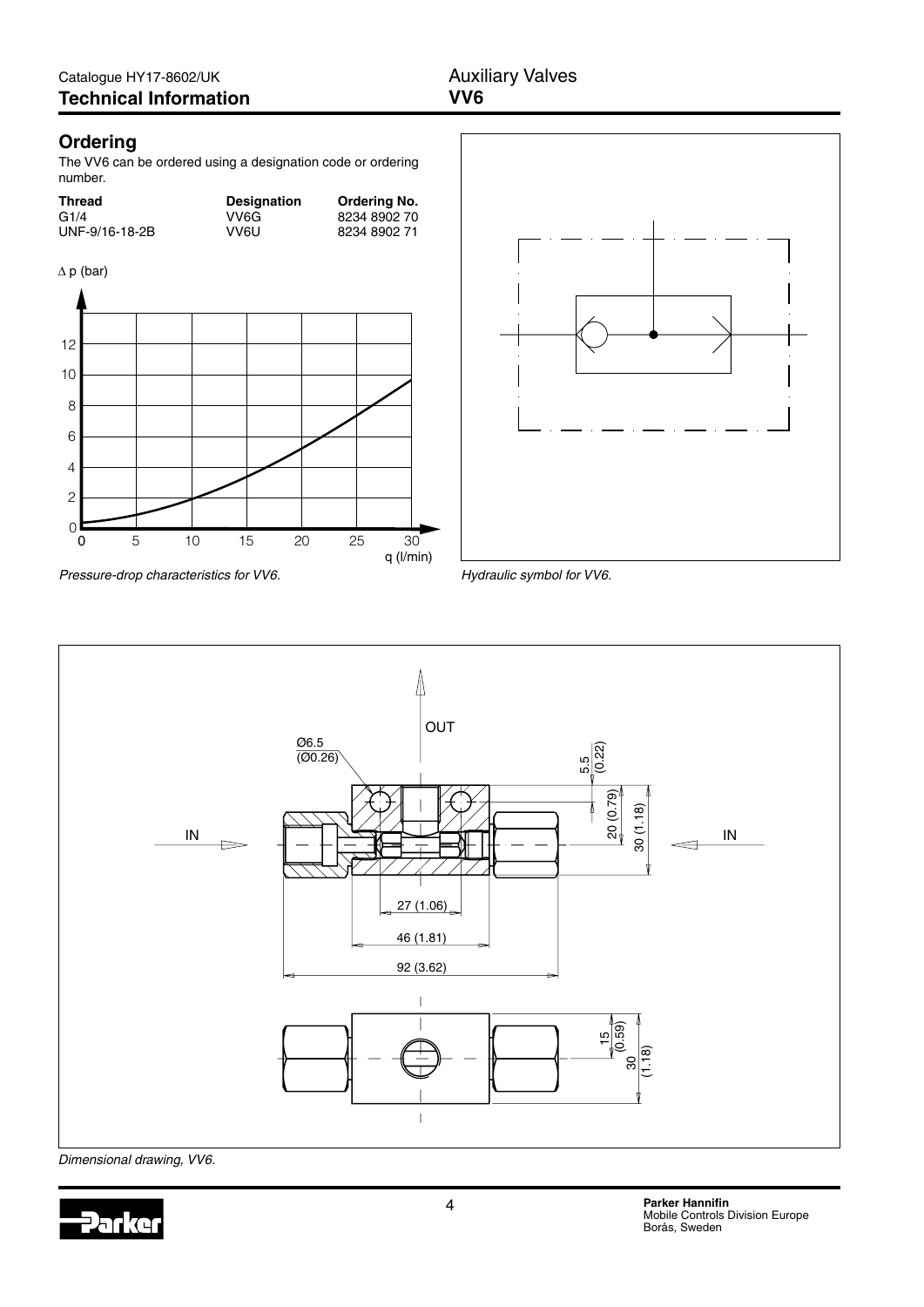## Ordering

The VV6 can be ordered using a designation code or ordering number.

| Thread | Designation | Ordering No. |
|---|---|---|
| G1/4 | VV6G | 8234 8902 70 |
| UNF-9/16-18-2B | VV6U | 8234 8902 71 |

*Pressure-drop characteristics for VV6.*

*Hydraulic symbol for VV6.*

*Dimensional drawing, VV6.*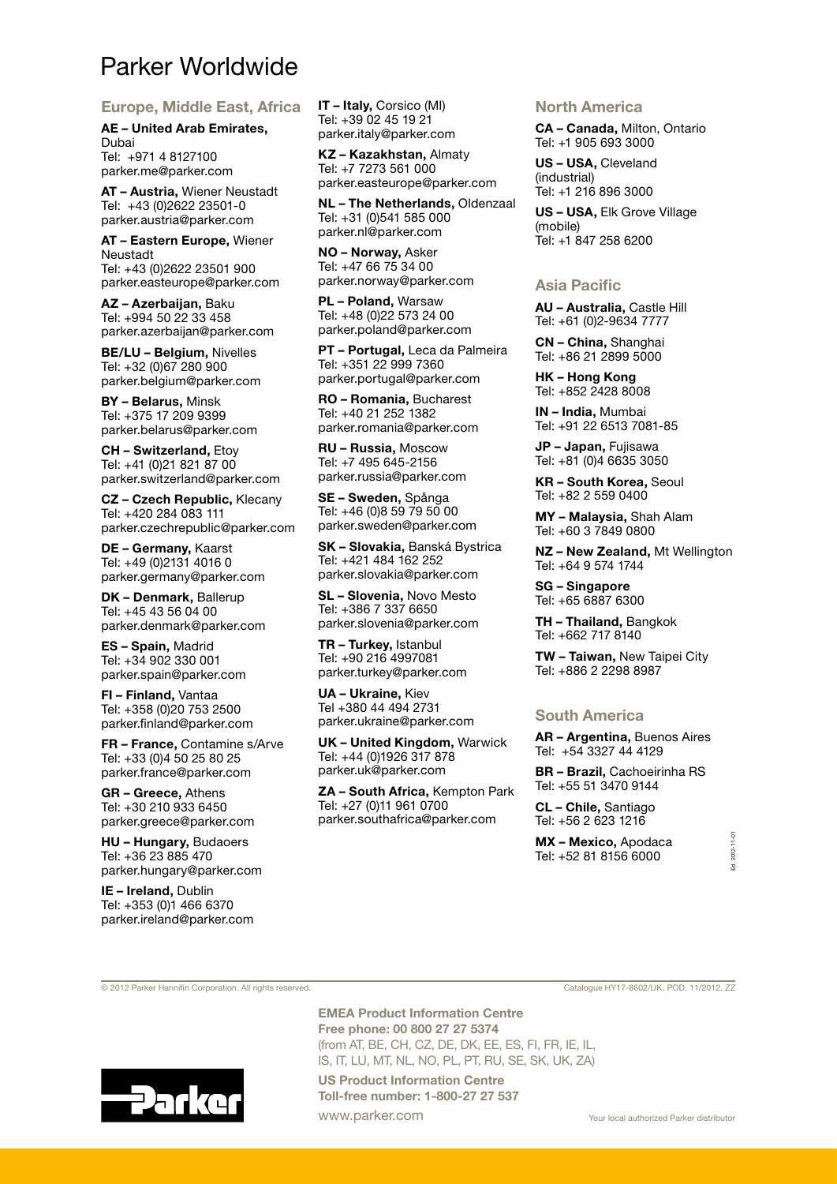# Parker Worldwide

## Europe, Middle East, Africa

**AE – United Arab Emirates,** Dubai
Tel: +971 4 8127100
parker.me@parker.com

**AT – Austria,** Wiener Neustadt
Tel: +43 (0)2622 23501-0
parker.austria@parker.com

**AT – Eastern Europe,** Wiener Neustadt
Tel: +43 (0)2622 23501 900
parker.easteurope@parker.com

**AZ – Azerbaijan,** Baku
Tel: +994 50 22 33 458
parker.azerbaijan@parker.com

**BE/LU – Belgium,** Nivelles
Tel: +32 (0)67 280 900
parker.belgium@parker.com

**BY – Belarus,** Minsk
Tel: +375 17 209 9399
parker.belarus@parker.com

**CH – Switzerland,** Etoy
Tel: +41 (0)21 821 87 00
parker.switzerland@parker.com

**CZ – Czech Republic,** Klecany
Tel: +420 284 083 111
parker.czechrepublic@parker.com

**DE – Germany,** Kaarst
Tel: +49 (0)2131 4016 0
parker.germany@parker.com

**DK – Denmark,** Ballerup
Tel: +45 43 56 04 00
parker.denmark@parker.com

**ES – Spain,** Madrid
Tel: +34 902 330 001
parker.spain@parker.com

**FI – Finland,** Vantaa
Tel: +358 (0)20 753 2500
parker.finland@parker.com

**FR – France,** Contamine s/Arve
Tel: +33 (0)4 50 25 80 25
parker.france@parker.com

**GR – Greece,** Athens
Tel: +30 210 933 6450
parker.greece@parker.com

**HU – Hungary,** Budaoers
Tel: +36 23 885 470
parker.hungary@parker.com

**IE – Ireland,** Dublin
Tel: +353 (0)1 466 6370
parker.ireland@parker.com

**IT – Italy,** Corsico (MI)
Tel: +39 02 45 19 21
parker.italy@parker.com

**KZ – Kazakhstan,** Almaty
Tel: +7 7273 561 000
parker.easteurope@parker.com

**NL – The Netherlands,** Oldenzaal
Tel: +31 (0)541 585 000
parker.nl@parker.com

**NO – Norway,** Asker
Tel: +47 66 75 34 00
parker.norway@parker.com

**PL – Poland,** Warsaw
Tel: +48 (0)22 573 24 00
parker.poland@parker.com

**PT – Portugal,** Leca da Palmeira
Tel: +351 22 999 7360
parker.portugal@parker.com

**RO – Romania,** Bucharest
Tel: +40 21 252 1382
parker.romania@parker.com

**RU – Russia,** Moscow
Tel: +7 495 645-2156
parker.russia@parker.com

**SE – Sweden,** Spånga
Tel: +46 (0)8 59 79 50 00
parker.sweden@parker.com

**SK – Slovakia,** Banská Bystrica
Tel: +421 484 162 252
parker.slovakia@parker.com

**SL – Slovenia,** Novo Mesto
Tel: +386 7 337 6650
parker.slovenia@parker.com

**TR – Turkey,** Istanbul
Tel: +90 216 4997081
parker.turkey@parker.com

**UA – Ukraine,** Kiev
Tel +380 44 494 2731
parker.ukraine@parker.com

**UK – United Kingdom,** Warwick
Tel: +44 (0)1926 317 878
parker.uk@parker.com

**ZA – South Africa,** Kempton Park
Tel: +27 (0)11 961 0700
parker.southafrica@parker.com

## North America

**CA – Canada,** Milton, Ontario
Tel: +1 905 693 3000

**US – USA,** Cleveland (industrial)
Tel: +1 216 896 3000

**US – USA,** Elk Grove Village (mobile)
Tel: +1 847 258 6200

## Asia Pacific

**AU – Australia,** Castle Hill
Tel: +61 (0)2-9634 7777

**CN – China,** Shanghai
Tel: +86 21 2899 5000

**HK – Hong Kong**
Tel: +852 2428 8008

**IN – India,** Mumbai
Tel: +91 22 6513 7081-85

**JP – Japan,** Fujisawa
Tel: +81 (0)4 6635 3050

**KR – South Korea,** Seoul
Tel: +82 2 559 0400

**MY – Malaysia,** Shah Alam
Tel: +60 3 7849 0800

**NZ – New Zealand,** Mt Wellington
Tel: +64 9 574 1744

**SG – Singapore**
Tel: +65 6887 6300

**TH – Thailand,** Bangkok
Tel: +662 717 8140

**TW – Taiwan,** New Taipei City
Tel: +886 2 2298 8987

## South America

**AR – Argentina,** Buenos Aires
Tel: +54 3327 44 4129

**BR – Brazil,** Cachoeirinha RS
Tel: +55 51 3470 9144

**CL – Chile,** Santiago
Tel: +56 2 623 1216

**MX – Mexico,** Apodaca
Tel: +52 81 8156 6000

Ed. 2012-11-01

© 2012 Parker Hannifin Corporation. All rights reserved.

Catalogue HY17-8602/UK, POD, 11/2012, ZZ

**EMEA Product Information Centre**
**Free phone: 00 800 27 27 5374**
(from AT, BE, CH, CZ, DE, DK, EE, ES, FI, FR, IE, IL, IS, IT, LU, MT, NL, NO, PL, PT, RU, SE, SK, UK, ZA)

**US Product Information Centre**
**Toll-free number: 1-800-27 27 537**

www.parker.com

Your local authorized Parker distributor